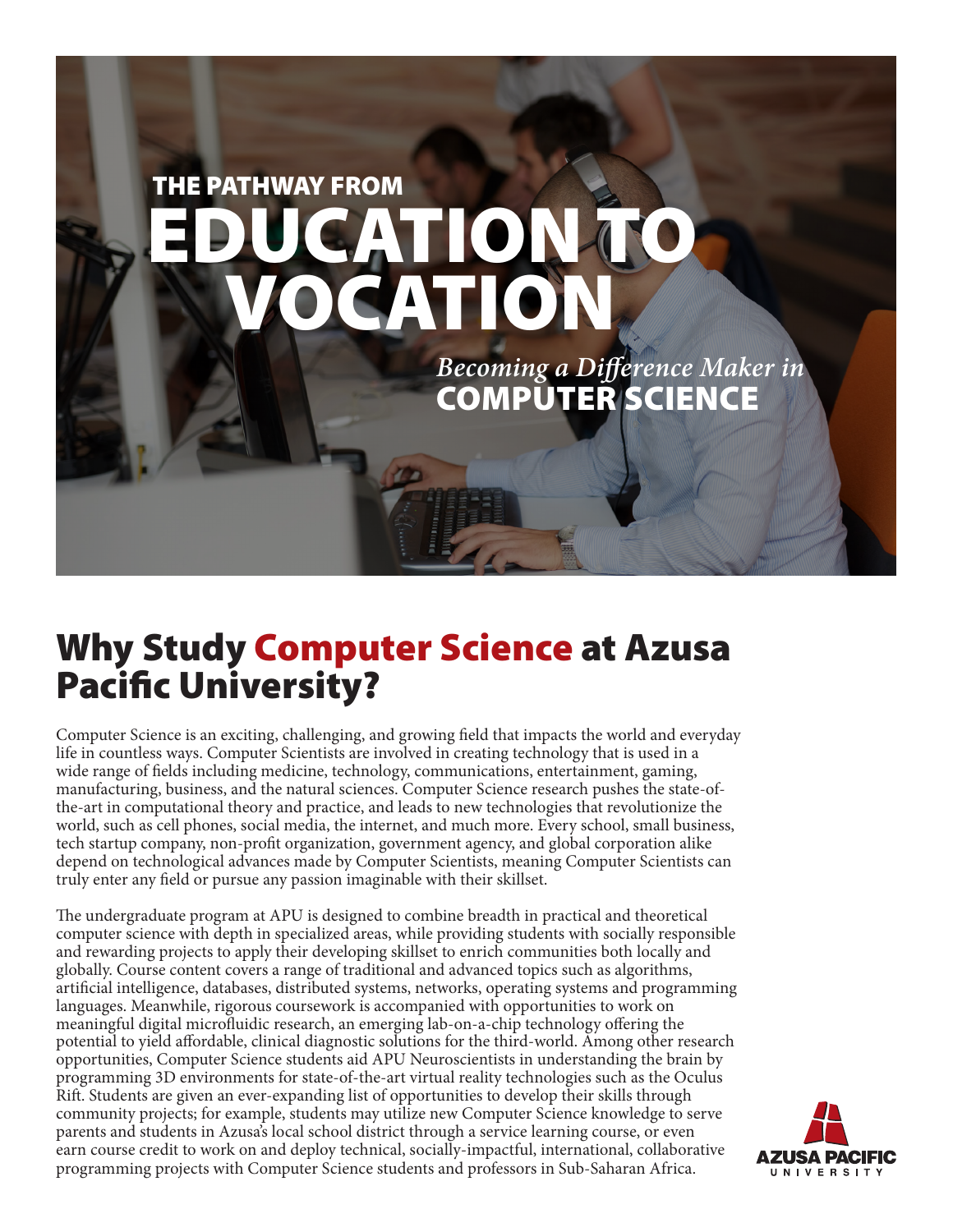THE PATHWAY FROM

# EDUCATION TO VOCATION

*Becoming a Difference Maker in*

**COMPUTER SCIENCE**

## Why Study Computer Science at Azusa Pacific University?

Computer Science is an exciting, challenging, and growing field that impacts the world and everyday life in countless ways. Computer Scientists are involved in creating technology that is used in a wide range of fields including medicine, technology, communications, entertainment, gaming, manufacturing, business, and the natural sciences. Computer Science research pushes the state-of-the-art in computational theory and practice, and leads to new technologies that revolutionize the world, such as cell phones, social media, the internet, and much more. Every school, small business, tech startup company, non-profit organization, government agency, and global corporation alike depend on technological advances made by Computer Scientists, meaning Computer Scientists can truly enter any field or pursue any passion imaginable with their skillset.

The undergraduate program at APU is designed to combine breadth in practical and theoretical computer science with depth in specialized areas, while providing students with socially responsible and rewarding projects to apply their developing skillset to enrich communities both locally and globally. Course content covers a range of traditional and advanced topics such as algorithms, artificial intelligence, databases, distributed systems, networks, operating systems and programming languages. Meanwhile, rigorous coursework is accompanied with opportunities to work on meaningful digital microfluidic research, an emerging lab-on-a-chip technology offering the potential to yield affordable, clinical diagnostic solutions for the third-world. Among other research opportunities, Computer Science students aid APU Neuroscientists in understanding the brain by programming 3D environments for state-of-the-art virtual reality technologies such as the Oculus Rift. Students are given an ever-expanding list of opportunities to develop their skills through community projects; for example, students may utilize new Computer Science knowledge to serve parents and students in Azusa's local school district through a service learning course, or even earn course credit to work on and deploy technical, socially-impactful, international, collaborative programming projects with Computer Science students and professors in Sub-Saharan Africa.

AZUSA PACIFIC UNIVERSITY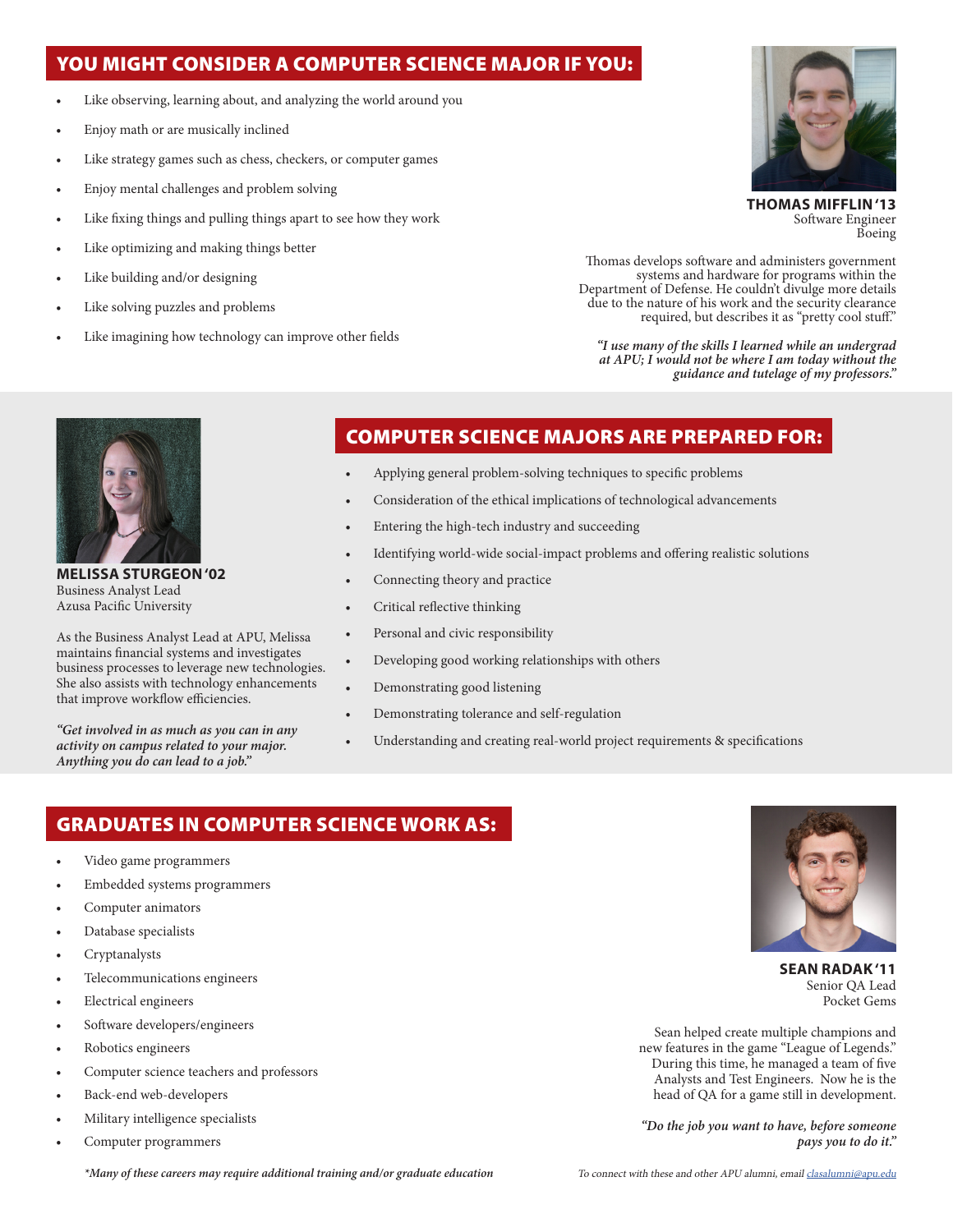## YOU MIGHT CONSIDER A COMPUTER SCIENCE MAJOR IF YOU:

- Like observing, learning about, and analyzing the world around you
- Enjoy math or are musically inclined
- Like strategy games such as chess, checkers, or computer games
- Enjoy mental challenges and problem solving
- Like fixing things and pulling things apart to see how they work
- Like optimizing and making things better
- Like building and/or designing
- Like solving puzzles and problems
- Like imagining how technology can improve other fields

**THOMAS MIFFLIN '13**
Software Engineer
Boeing

Thomas develops software and administers government systems and hardware for programs within the Department of Defense. He couldn't divulge more details due to the nature of his work and the security clearance required, but describes it as "pretty cool stuff."

*"I use many of the skills I learned while an undergrad at APU; I would not be where I am today without the guidance and tutelage of my professors."*

**MELISSA STURGEON '02**
Business Analyst Lead
Azusa Pacific University

As the Business Analyst Lead at APU, Melissa maintains financial systems and investigates business processes to leverage new technologies. She also assists with technology enhancements that improve workflow efficiencies.

*"Get involved in as much as you can in any activity on campus related to your major. Anything you do can lead to a job."*

## COMPUTER SCIENCE MAJORS ARE PREPARED FOR:

- Applying general problem-solving techniques to specific problems
- Consideration of the ethical implications of technological advancements
- Entering the high-tech industry and succeeding
- Identifying world-wide social-impact problems and offering realistic solutions
- Connecting theory and practice
- Critical reflective thinking
- Personal and civic responsibility
- Developing good working relationships with others
- Demonstrating good listening
- Demonstrating tolerance and self-regulation
- Understanding and creating real-world project requirements & specifications

## GRADUATES IN COMPUTER SCIENCE WORK AS:

- Video game programmers
- Embedded systems programmers
- Computer animators
- Database specialists
- Cryptanalysts
- Telecommunications engineers
- Electrical engineers
- Software developers/engineers
- Robotics engineers
- Computer science teachers and professors
- Back-end web-developers
- Military intelligence specialists
- Computer programmers

*\*Many of these careers may require additional training and/or graduate education*

**SEAN RADAK '11**
Senior QA Lead
Pocket Gems

Sean helped create multiple champions and new features in the game "League of Legends." During this time, he managed a team of five Analysts and Test Engineers. Now he is the head of QA for a game still in development.

*"Do the job you want to have, before someone pays you to do it."*

*To connect with these and other APU alumni, email clasalumni@apu.edu*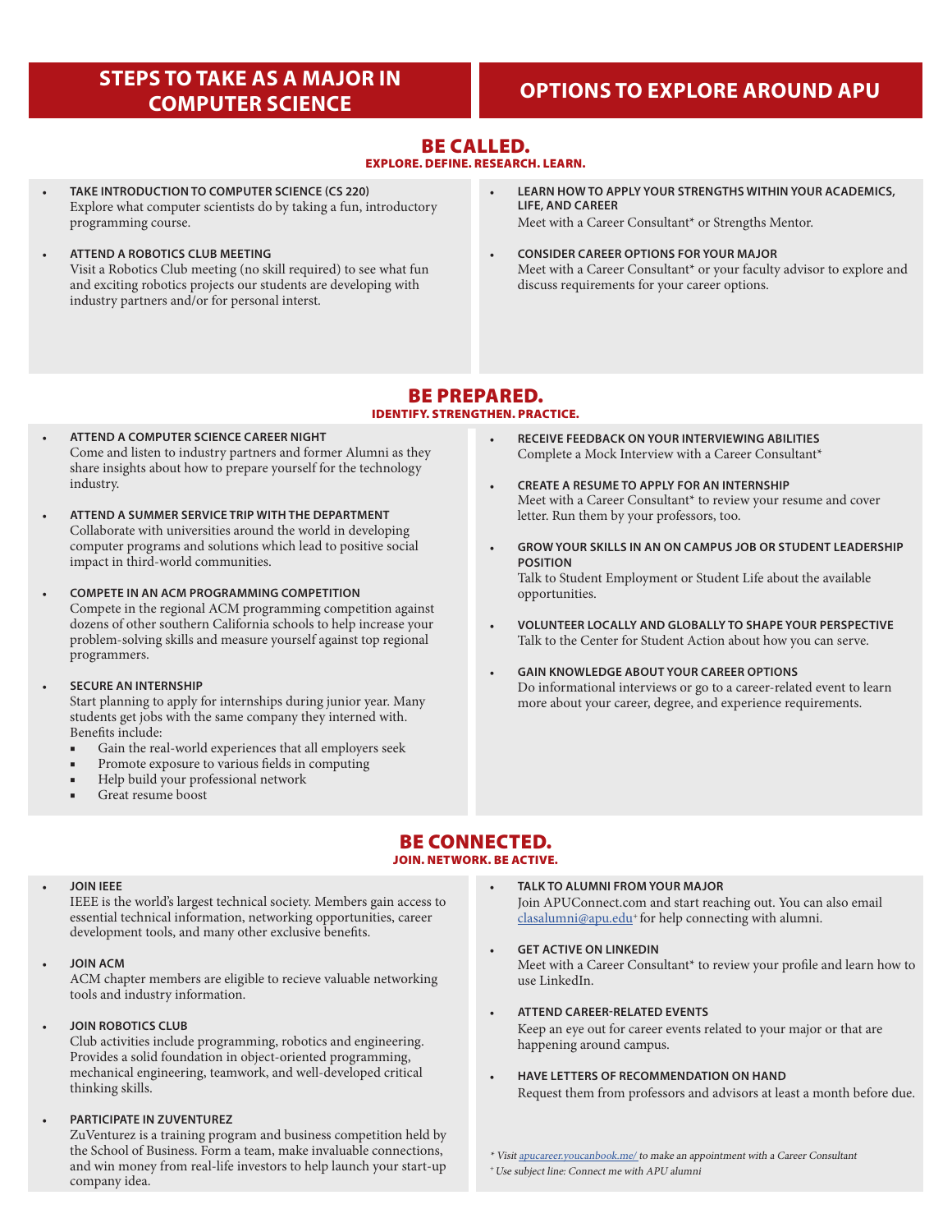## STEPS TO TAKE AS A MAJOR IN COMPUTER SCIENCE

## OPTIONS TO EXPLORE AROUND APU

### BE CALLED.
**EXPLORE. DEFINE. RESEARCH. LEARN.**

- **TAKE INTRODUCTION TO COMPUTER SCIENCE (CS 220)**
  Explore what computer scientists do by taking a fun, introductory programming course.

- **ATTEND A ROBOTICS CLUB MEETING**
  Visit a Robotics Club meeting (no skill required) to see what fun and exciting robotics projects our students are developing with industry partners and/or for personal interest.

- **LEARN HOW TO APPLY YOUR STRENGTHS WITHIN YOUR ACADEMICS, LIFE, AND CAREER**
  Meet with a Career Consultant* or Strengths Mentor.

- **CONSIDER CAREER OPTIONS FOR YOUR MAJOR**
  Meet with a Career Consultant* or your faculty advisor to explore and discuss requirements for your career options.

### BE PREPARED.
**IDENTIFY. STRENGTHEN. PRACTICE.**

- **ATTEND A COMPUTER SCIENCE CAREER NIGHT**
  Come and listen to industry partners and former Alumni as they share insights about how to prepare yourself for the technology industry.

- **ATTEND A SUMMER SERVICE TRIP WITH THE DEPARTMENT**
  Collaborate with universities around the world in developing computer programs and solutions which lead to positive social impact in third-world communities.

- **COMPETE IN AN ACM PROGRAMMING COMPETITION**
  Compete in the regional ACM programming competition against dozens of other southern California schools to help increase your problem-solving skills and measure yourself against top regional programmers.

- **SECURE AN INTERNSHIP**
  Start planning to apply for internships during junior year. Many students get jobs with the same company they interned with. Benefits include:
  - Gain the real-world experiences that all employers seek
  - Promote exposure to various fields in computing
  - Help build your professional network
  - Great resume boost

- **RECEIVE FEEDBACK ON YOUR INTERVIEWING ABILITIES**
  Complete a Mock Interview with a Career Consultant*

- **CREATE A RESUME TO APPLY FOR AN INTERNSHIP**
  Meet with a Career Consultant* to review your resume and cover letter. Run them by your professors, too.

- **GROW YOUR SKILLS IN AN ON CAMPUS JOB OR STUDENT LEADERSHIP POSITION**
  Talk to Student Employment or Student Life about the available opportunities.

- **VOLUNTEER LOCALLY AND GLOBALLY TO SHAPE YOUR PERSPECTIVE**
  Talk to the Center for Student Action about how you can serve.

- **GAIN KNOWLEDGE ABOUT YOUR CAREER OPTIONS**
  Do informational interviews or go to a career-related event to learn more about your career, degree, and experience requirements.

### BE CONNECTED.
**JOIN. NETWORK. BE ACTIVE.**

- **JOIN IEEE**
  IEEE is the world's largest technical society. Members gain access to essential technical information, networking opportunities, career development tools, and many other exclusive benefits.

- **JOIN ACM**
  ACM chapter members are eligible to recieve valuable networking tools and industry information.

- **JOIN ROBOTICS CLUB**
  Club activities include programming, robotics and engineering. Provides a solid foundation in object-oriented programming, mechanical engineering, teamwork, and well-developed critical thinking skills.

- **PARTICIPATE IN ZUVENTUREZ**
  ZuVenturez is a training program and business competition held by the School of Business. Form a team, make invaluable connections, and win money from real-life investors to help launch your start-up company idea.

- **TALK TO ALUMNI FROM YOUR MAJOR**
  Join APUConnect.com and start reaching out. You can also email clasalumni@apu.edu[+] for help connecting with alumni.

- **GET ACTIVE ON LINKEDIN**
  Meet with a Career Consultant* to review your profile and learn how to use LinkedIn.

- **ATTEND CAREER-RELATED EVENTS**
  Keep an eye out for career events related to your major or that are happening around campus.

- **HAVE LETTERS OF RECOMMENDATION ON HAND**
  Request them from professors and advisors at least a month before due.

*\* Visit apucareer.youcanbook.me/ to make an appointment with a Career Consultant*

*[+] Use subject line: Connect me with APU alumni*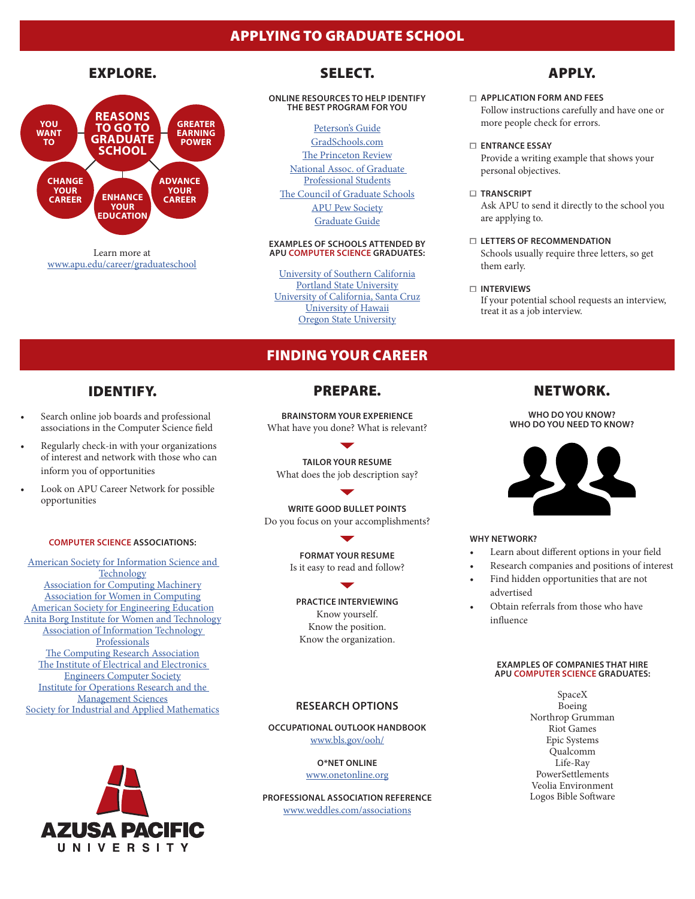# APPLYING TO GRADUATE SCHOOL

## EXPLORE.

**REASONS TO GO TO GRADUATE SCHOOL**

- YOU WANT TO
- GREATER EARNING POWER
- CHANGE YOUR CAREER
- ENHANCE YOUR EDUCATION
- ADVANCE YOUR CAREER

Learn more at
www.apu.edu/career/graduateschool

## SELECT.

**ONLINE RESOURCES TO HELP IDENTIFY THE BEST PROGRAM FOR YOU**

Peterson's Guide
GradSchools.com
The Princeton Review
National Assoc. of Graduate Professional Students
The Council of Graduate Schools
APU Pew Society
Graduate Guide

**EXAMPLES OF SCHOOLS ATTENDED BY APU COMPUTER SCIENCE GRADUATES:**

University of Southern California
Portland State University
University of California, Santa Cruz
University of Hawaii
Oregon State University

## APPLY.

- ☐ **APPLICATION FORM AND FEES**
  Follow instructions carefully and have one or more people check for errors.
- ☐ **ENTRANCE ESSAY**
  Provide a writing example that shows your personal objectives.
- ☐ **TRANSCRIPT**
  Ask APU to send it directly to the school you are applying to.
- ☐ **LETTERS OF RECOMMENDATION**
  Schools usually require three letters, so get them early.
- ☐ **INTERVIEWS**
  If your potential school requests an interview, treat it as a job interview.

# FINDING YOUR CAREER

## IDENTIFY.

- Search online job boards and professional associations in the Computer Science field
- Regularly check-in with your organizations of interest and network with those who can inform you of opportunities
- Look on APU Career Network for possible opportunities

**COMPUTER SCIENCE ASSOCIATIONS:**

American Society for Information Science and Technology
Association for Computing Machinery
Association for Women in Computing
American Society for Engineering Education
Anita Borg Institute for Women and Technology
Association of Information Technology Professionals
The Computing Research Association
The Institute of Electrical and Electronics Engineers Computer Society
Institute for Operations Research and the Management Sciences
Society for Industrial and Applied Mathematics

AZUSA PACIFIC UNIVERSITY

## PREPARE.

**BRAINSTORM YOUR EXPERIENCE**
What have you done? What is relevant?

**TAILOR YOUR RESUME**
What does the job description say?

**WRITE GOOD BULLET POINTS**
Do you focus on your accomplishments?

**FORMAT YOUR RESUME**
Is it easy to read and follow?

**PRACTICE INTERVIEWING**
Know yourself.
Know the position.
Know the organization.

### RESEARCH OPTIONS

**OCCUPATIONAL OUTLOOK HANDBOOK**
www.bls.gov/ooh/

**O*NET ONLINE**
www.onetonline.org

**PROFESSIONAL ASSOCIATION REFERENCE**
www.weddles.com/associations

## NETWORK.

**WHO DO YOU KNOW?**
**WHO DO YOU NEED TO KNOW?**

**WHY NETWORK?**

- Learn about different options in your field
- Research companies and positions of interest
- Find hidden opportunities that are not advertised
- Obtain referrals from those who have influence

**EXAMPLES OF COMPANIES THAT HIRE APU COMPUTER SCIENCE GRADUATES:**

SpaceX
Boeing
Northrop Grumman
Riot Games
Epic Systems
Qualcomm
Life-Ray
PowerSettlements
Veolia Environment
Logos Bible Software